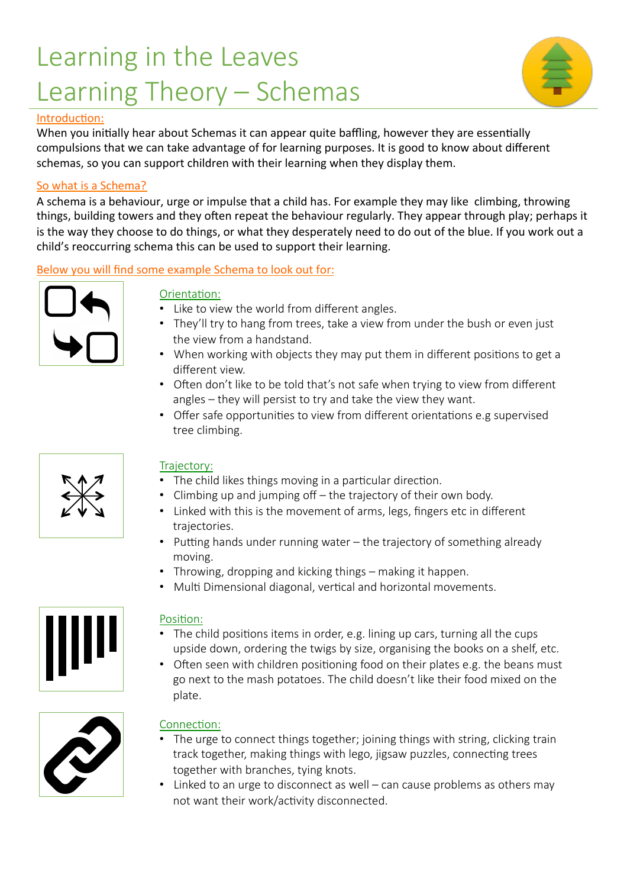# Learning in the Leaves
# Learning Theory – Schemas

## Introduction:

When you initially hear about Schemas it can appear quite baffling, however they are essentially compulsions that we can take advantage of for learning purposes. It is good to know about different schemas, so you can support children with their learning when they display them.

## So what is a Schema?

A schema is a behaviour, urge or impulse that a child has. For example they may like climbing, throwing things, building towers and they often repeat the behaviour regularly. They appear through play; perhaps it is the way they choose to do things, or what they desperately need to do out of the blue. If you work out a child's reoccurring schema this can be used to support their learning.

## Below you will find some example Schema to look out for:

### Orientation:

- Like to view the world from different angles.
- They'll try to hang from trees, take a view from under the bush or even just the view from a handstand.
- When working with objects they may put them in different positions to get a different view.
- Often don't like to be told that's not safe when trying to view from different angles – they will persist to try and take the view they want.
- Offer safe opportunities to view from different orientations e.g supervised tree climbing.

### Trajectory:

- The child likes things moving in a particular direction.
- Climbing up and jumping off – the trajectory of their own body.
- Linked with this is the movement of arms, legs, fingers etc in different trajectories.
- Putting hands under running water – the trajectory of something already moving.
- Throwing, dropping and kicking things – making it happen.
- Multi Dimensional diagonal, vertical and horizontal movements.

### Position:

- The child positions items in order, e.g. lining up cars, turning all the cups upside down, ordering the twigs by size, organising the books on a shelf, etc.
- Often seen with children positioning food on their plates e.g. the beans must go next to the mash potatoes. The child doesn't like their food mixed on the plate.

### Connection:

- The urge to connect things together; joining things with string, clicking train track together, making things with lego, jigsaw puzzles, connecting trees together with branches, tying knots.
- Linked to an urge to disconnect as well – can cause problems as others may not want their work/activity disconnected.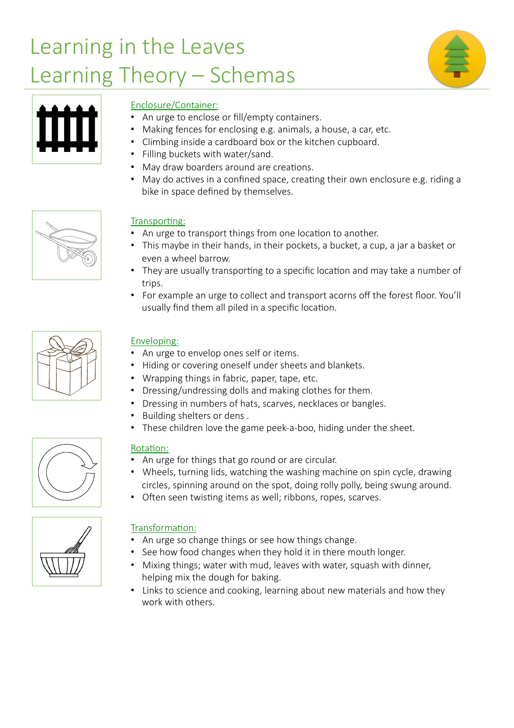# Learning in the Leaves
# Learning Theory – Schemas

## Enclosure/Container:

- An urge to enclose or fill/empty containers.
- Making fences for enclosing e.g. animals, a house, a car, etc.
- Climbing inside a cardboard box or the kitchen cupboard.
- Filling buckets with water/sand.
- May draw boarders around are creations.
- May do actives in a confined space, creating their own enclosure e.g. riding a bike in space defined by themselves.

## Transporting:

- An urge to transport things from one location to another.
- This maybe in their hands, in their pockets, a bucket, a cup, a jar a basket or even a wheel barrow.
- They are usually transporting to a specific location and may take a number of trips.
- For example an urge to collect and transport acorns off the forest floor. You'll usually find them all piled in a specific location.

## Enveloping:

- An urge to envelop ones self or items.
- Hiding or covering oneself under sheets and blankets.
- Wrapping things in fabric, paper, tape, etc.
- Dressing/undressing dolls and making clothes for them.
- Dressing in numbers of hats, scarves, necklaces or bangles.
- Building shelters or dens .
- These children love the game peek-a-boo, hiding under the sheet.

## Rotation:

- An urge for things that go round or are circular.
- Wheels, turning lids, watching the washing machine on spin cycle, drawing circles, spinning around on the spot, doing rolly polly, being swung around.
- Often seen twisting items as well; ribbons, ropes, scarves.

## Transformation:

- An urge so change things or see how things change.
- See how food changes when they hold it in there mouth longer.
- Mixing things; water with mud, leaves with water, squash with dinner, helping mix the dough for baking.
- Links to science and cooking, learning about new materials and how they work with others.